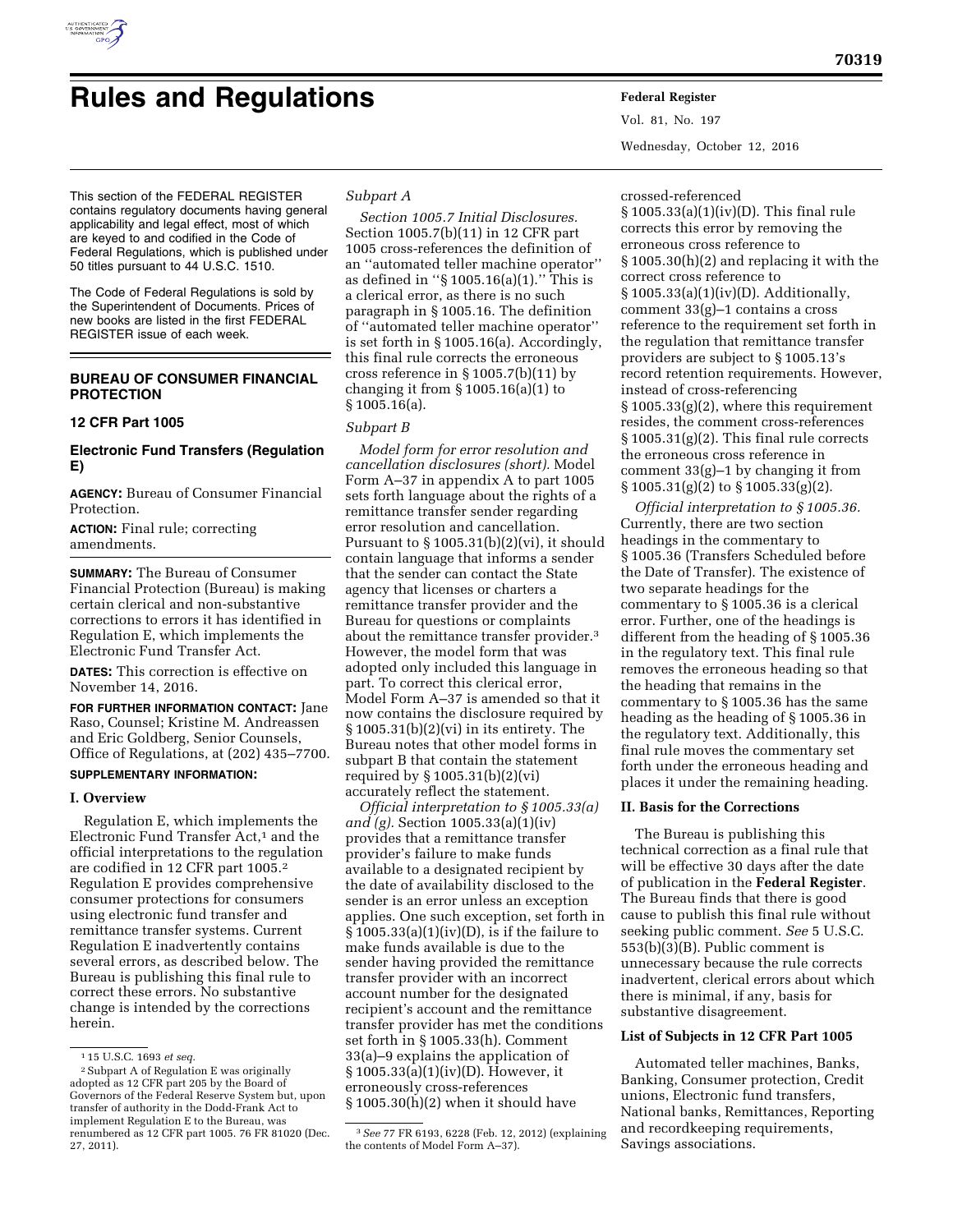# Rules and Regulations

This section of the FEDERAL REGISTER contains regulatory documents having general applicability and legal effect, most of which are keyed to and codified in the Code of Federal Regulations, which is published under 50 titles pursuant to 44 U.S.C. 1510.

The Code of Federal Regulations is sold by the Superintendent of Documents. Prices of new books are listed in the first FEDERAL REGISTER issue of each week.

## BUREAU OF CONSUMER FINANCIAL PROTECTION

### 12 CFR Part 1005

### Electronic Fund Transfers (Regulation E)

**AGENCY:** Bureau of Consumer Financial Protection.

**ACTION:** Final rule; correcting amendments.

**SUMMARY:** The Bureau of Consumer Financial Protection (Bureau) is making certain clerical and non-substantive corrections to errors it has identified in Regulation E, which implements the Electronic Fund Transfer Act.

**DATES:** This correction is effective on November 14, 2016.

**FOR FURTHER INFORMATION CONTACT:** Jane Raso, Counsel; Kristine M. Andreassen and Eric Goldberg, Senior Counsels, Office of Regulations, at (202) 435–7700.

**SUPPLEMENTARY INFORMATION:**

#### I. Overview

Regulation E, which implements the Electronic Fund Transfer Act,[1] and the official interpretations to the regulation are codified in 12 CFR part 1005.[2] Regulation E provides comprehensive consumer protections for consumers using electronic fund transfer and remittance transfer systems. Current Regulation E inadvertently contains several errors, as described below. The Bureau is publishing this final rule to correct these errors. No substantive change is intended by the corrections herein.

*Subpart A*

*Section 1005.7 Initial Disclosures.* Section 1005.7(b)(11) in 12 CFR part 1005 cross-references the definition of an ''automated teller machine operator'' as defined in ''§ 1005.16(a)(1).'' This is a clerical error, as there is no such paragraph in § 1005.16. The definition of ''automated teller machine operator'' is set forth in § 1005.16(a). Accordingly, this final rule corrects the erroneous cross reference in § 1005.7(b)(11) by changing it from § 1005.16(a)(1) to § 1005.16(a).

*Subpart B*

*Model form for error resolution and cancellation disclosures (short).* Model Form A–37 in appendix A to part 1005 sets forth language about the rights of a remittance transfer sender regarding error resolution and cancellation. Pursuant to § 1005.31(b)(2)(vi), it should contain language that informs a sender that the sender can contact the State agency that licenses or charters a remittance transfer provider and the Bureau for questions or complaints about the remittance transfer provider.[3] However, the model form that was adopted only included this language in part. To correct this clerical error, Model Form A–37 is amended so that it now contains the disclosure required by § 1005.31(b)(2)(vi) in its entirety. The Bureau notes that other model forms in subpart B that contain the statement required by § 1005.31(b)(2)(vi) accurately reflect the statement.

*Official interpretation to § 1005.33(a) and (g).* Section 1005.33(a)(1)(iv) provides that a remittance transfer provider's failure to make funds available to a designated recipient by the date of availability disclosed to the sender is an error unless an exception applies. One such exception, set forth in § 1005.33(a)(1)(iv)(D), is if the failure to make funds available is due to the sender having provided the remittance transfer provider with an incorrect account number for the designated recipient's account and the remittance transfer provider has met the conditions set forth in § 1005.33(h). Comment 33(a)–9 explains the application of § 1005.33(a)(1)(iv)(D). However, it erroneously cross-references § 1005.30(h)(2) when it should have crossed-referenced § 1005.33(a)(1)(iv)(D). This final rule corrects this error by removing the erroneous cross reference to § 1005.30(h)(2) and replacing it with the correct cross reference to § 1005.33(a)(1)(iv)(D). Additionally, comment 33(g)–1 contains a cross reference to the requirement set forth in the regulation that remittance transfer providers are subject to § 1005.13's record retention requirements. However, instead of cross-referencing § 1005.33(g)(2), where this requirement resides, the comment cross-references § 1005.31(g)(2). This final rule corrects the erroneous cross reference in comment 33(g)–1 by changing it from § 1005.31(g)(2) to § 1005.33(g)(2).

*Official interpretation to § 1005.36.* Currently, there are two section headings in the commentary to § 1005.36 (Transfers Scheduled before the Date of Transfer). The existence of two separate headings for the commentary to § 1005.36 is a clerical error. Further, one of the headings is different from the heading of § 1005.36 in the regulatory text. This final rule removes the erroneous heading so that the heading that remains in the commentary to § 1005.36 has the same heading as the heading of § 1005.36 in the regulatory text. Additionally, this final rule moves the commentary set forth under the erroneous heading and places it under the remaining heading.

#### II. Basis for the Corrections

The Bureau is publishing this technical correction as a final rule that will be effective 30 days after the date of publication in the **Federal Register**. The Bureau finds that there is good cause to publish this final rule without seeking public comment. *See* 5 U.S.C. 553(b)(3)(B). Public comment is unnecessary because the rule corrects inadvertent, clerical errors about which there is minimal, if any, basis for substantive disagreement.

#### List of Subjects in 12 CFR Part 1005

Automated teller machines, Banks, Banking, Consumer protection, Credit unions, Electronic fund transfers, National banks, Remittances, Reporting and recordkeeping requirements, Savings associations.

---

[1] 15 U.S.C. 1693 *et seq.*

[2] Subpart A of Regulation E was originally adopted as 12 CFR part 205 by the Board of Governors of the Federal Reserve System but, upon transfer of authority in the Dodd-Frank Act to implement Regulation E to the Bureau, was renumbered as 12 CFR part 1005. 76 FR 81020 (Dec. 27, 2011).

[3] *See* 77 FR 6193, 6228 (Feb. 12, 2012) (explaining the contents of Model Form A–37).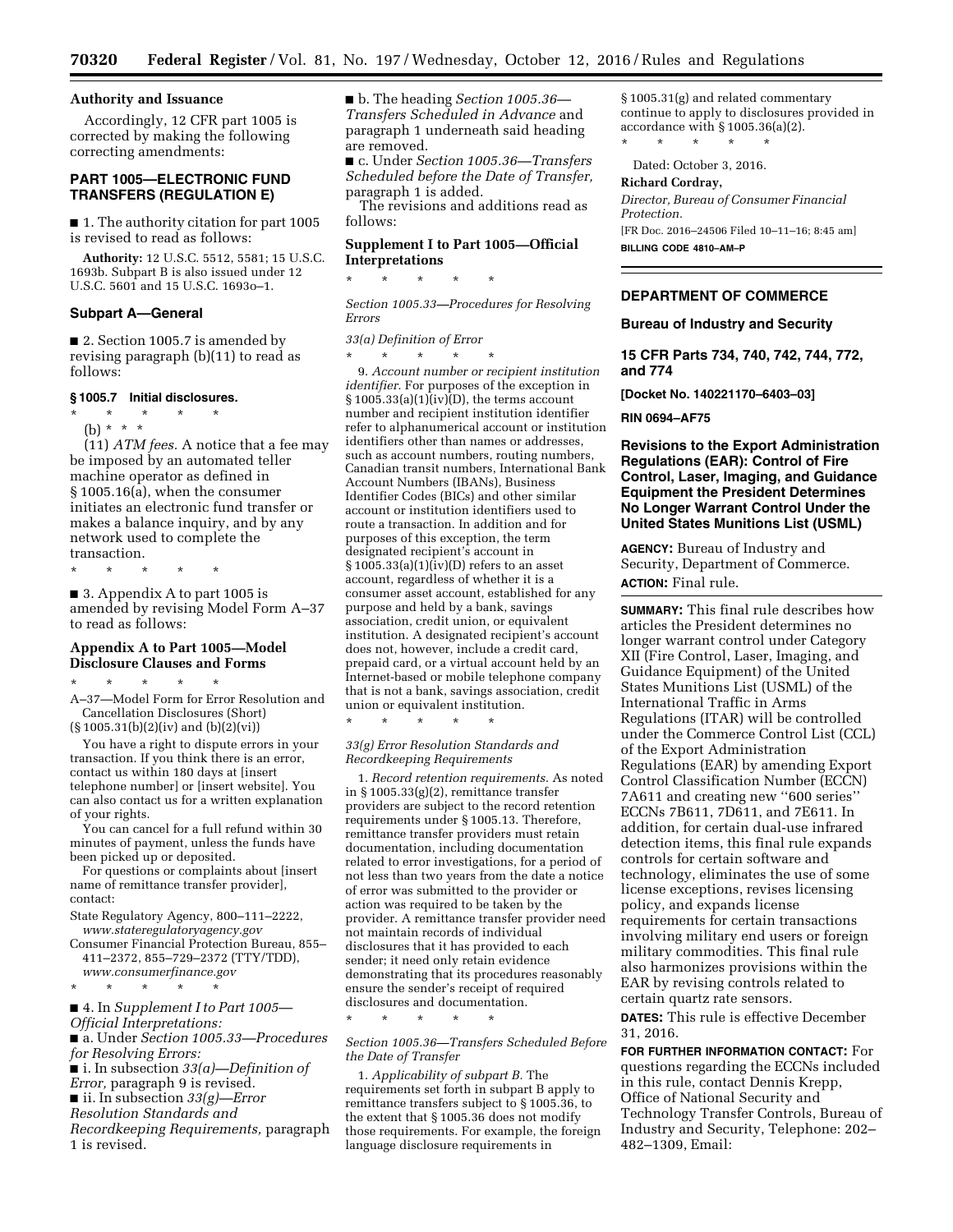## Authority and Issuance

Accordingly, 12 CFR part 1005 is corrected by making the following correcting amendments:

## PART 1005—ELECTRONIC FUND TRANSFERS (REGULATION E)

■ 1. The authority citation for part 1005 is revised to read as follows:

**Authority:** 12 U.S.C. 5512, 5581; 15 U.S.C. 1693b. Subpart B is also issued under 12 U.S.C. 5601 and 15 U.S.C. 1693o–1.

### Subpart A—General

■ 2. Section 1005.7 is amended by revising paragraph (b)(11) to read as follows:

#### § 1005.7 Initial disclosures.

\* \* \* \* \*

(b) \* \* \*

(11) *ATM fees.* A notice that a fee may be imposed by an automated teller machine operator as defined in § 1005.16(a), when the consumer initiates an electronic fund transfer or makes a balance inquiry, and by any network used to complete the transaction.

\* \* \* \* \*

■ 3. Appendix A to part 1005 is amended by revising Model Form A–37 to read as follows:

### Appendix A to Part 1005—Model Disclosure Clauses and Forms

\* \* \* \* \*

A–37—Model Form for Error Resolution and Cancellation Disclosures (Short) (§ 1005.31(b)(2)(iv) and (b)(2)(vi))

You have a right to dispute errors in your transaction. If you think there is an error, contact us within 180 days at [insert telephone number] or [insert website]. You can also contact us for a written explanation of your rights.

You can cancel for a full refund within 30 minutes of payment, unless the funds have been picked up or deposited.

For questions or complaints about [insert name of remittance transfer provider], contact:

State Regulatory Agency, 800–111–2222, *www.stateregulatoryagency.gov*

Consumer Financial Protection Bureau, 855–411–2372, 855–729–2372 (TTY/TDD), *www.consumerfinance.gov*

\* \* \* \* \*

■ 4. In *Supplement I to Part 1005—Official Interpretations:*

■ a. Under *Section 1005.33—Procedures for Resolving Errors:*

■ i. In subsection *33(a)—Definition of Error,* paragraph 9 is revised.

■ ii. In subsection *33(g)—Error Resolution Standards and Recordkeeping Requirements,* paragraph 1 is revised.

■ b. The heading *Section 1005.36—Transfers Scheduled in Advance* and paragraph 1 underneath said heading are removed.

■ c. Under *Section 1005.36—Transfers Scheduled before the Date of Transfer,* paragraph 1 is added.

The revisions and additions read as follows:

### Supplement I to Part 1005—Official Interpretations

\* \* \* \* \*

*Section 1005.33—Procedures for Resolving Errors*

*33(a) Definition of Error*

\* \* \* \* \*

9. *Account number or recipient institution identifier.* For purposes of the exception in § 1005.33(a)(1)(iv)(D), the terms account number and recipient institution identifier refer to alphanumerical account or institution identifiers other than names or addresses, such as account numbers, routing numbers, Canadian transit numbers, International Bank Account Numbers (IBANs), Business Identifier Codes (BICs) and other similar account or institution identifiers used to route a transaction. In addition and for purposes of this exception, the term designated recipient's account in § 1005.33(a)(1)(iv)(D) refers to an asset account, regardless of whether it is a consumer asset account, established for any purpose and held by a bank, savings association, credit union, or equivalent institution. A designated recipient's account does not, however, include a credit card, prepaid card, or a virtual account held by an Internet-based or mobile telephone company that is not a bank, savings association, credit union or equivalent institution.

\* \* \* \* \*

*33(g) Error Resolution Standards and Recordkeeping Requirements*

1. *Record retention requirements.* As noted in § 1005.33(g)(2), remittance transfer providers are subject to the record retention requirements under § 1005.13. Therefore, remittance transfer providers must retain documentation, including documentation related to error investigations, for a period of not less than two years from the date a notice of error was submitted to the provider or action was required to be taken by the provider. A remittance transfer provider need not maintain records of individual disclosures that it has provided to each sender; it need only retain evidence demonstrating that its procedures reasonably ensure the sender's receipt of required disclosures and documentation.

\* \* \* \* \*

*Section 1005.36—Transfers Scheduled Before the Date of Transfer*

1. *Applicability of subpart B.* The requirements set forth in subpart B apply to remittance transfers subject to § 1005.36, to the extent that § 1005.36 does not modify those requirements. For example, the foreign language disclosure requirements in § 1005.31(g) and related commentary continue to apply to disclosures provided in accordance with § 1005.36(a)(2).

\* \* \* \* \*

Dated: October 3, 2016.

**Richard Cordray,**

*Director, Bureau of Consumer Financial Protection.*

[FR Doc. 2016–24506 Filed 10–11–16; 8:45 am]

**BILLING CODE 4810–AM–P**

---

## DEPARTMENT OF COMMERCE

### Bureau of Industry and Security

### 15 CFR Parts 734, 740, 742, 744, 772, and 774

**[Docket No. 140221170–6403–03]**

**RIN 0694–AF75**

## Revisions to the Export Administration Regulations (EAR): Control of Fire Control, Laser, Imaging, and Guidance Equipment the President Determines No Longer Warrant Control Under the United States Munitions List (USML)

**AGENCY:** Bureau of Industry and Security, Department of Commerce.

**ACTION:** Final rule.

**SUMMARY:** This final rule describes how articles the President determines no longer warrant control under Category XII (Fire Control, Laser, Imaging, and Guidance Equipment) of the United States Munitions List (USML) of the International Traffic in Arms Regulations (ITAR) will be controlled under the Commerce Control List (CCL) of the Export Administration Regulations (EAR) by amending Export Control Classification Number (ECCN) 7A611 and creating new ''600 series'' ECCNs 7B611, 7D611, and 7E611. In addition, for certain dual-use infrared detection items, this final rule expands controls for certain software and technology, eliminates the use of some license exceptions, revises licensing policy, and expands license requirements for certain transactions involving military end users or foreign military commodities. This final rule also harmonizes provisions within the EAR by revising controls related to certain quartz rate sensors.

**DATES:** This rule is effective December 31, 2016.

**FOR FURTHER INFORMATION CONTACT:** For questions regarding the ECCNs included in this rule, contact Dennis Krepp, Office of National Security and Technology Transfer Controls, Bureau of Industry and Security, Telephone: 202–482–1309, Email: